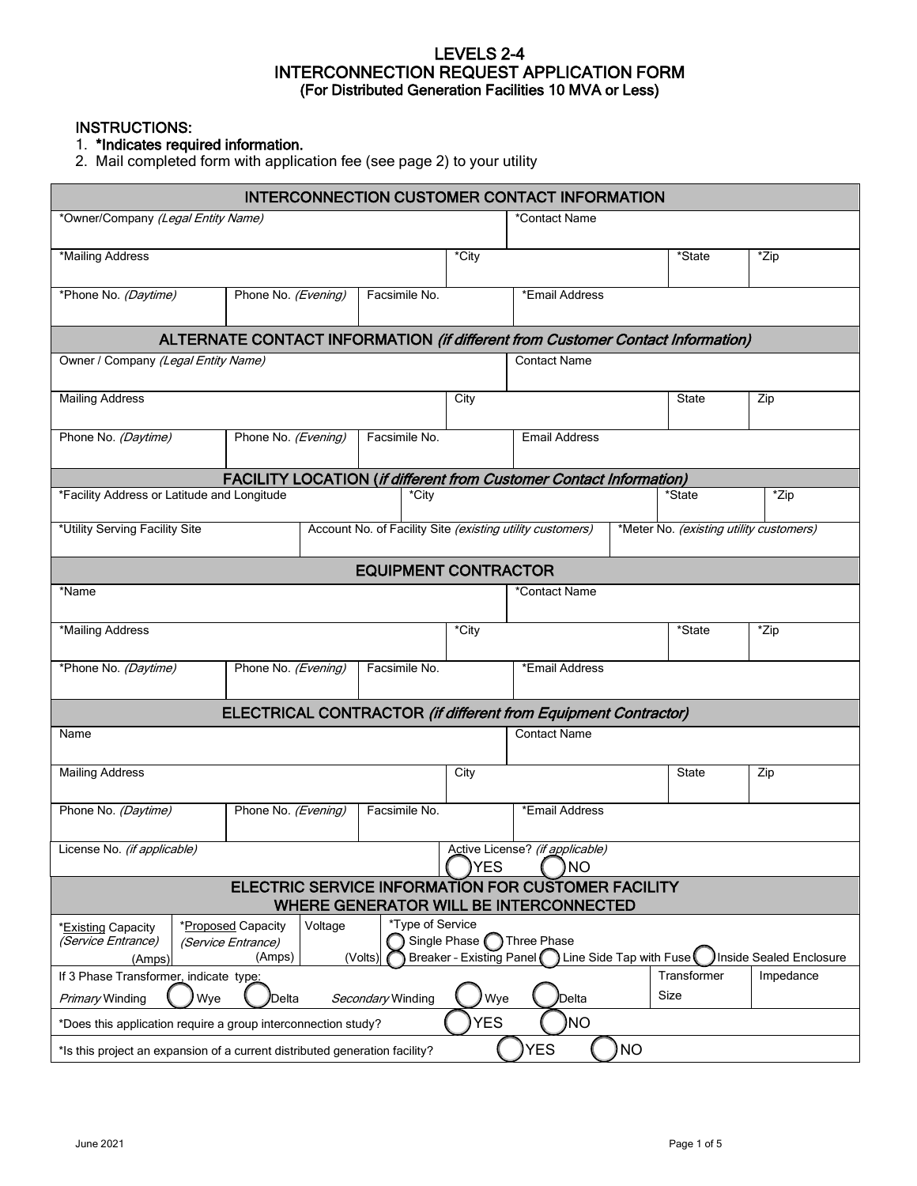# LEVELS 2-4
# INTERCONNECTION REQUEST APPLICATION FORM
## (For Distributed Generation Facilities 10 MVA or Less)

INSTRUCTIONS:

1. ***Indicates required information.**
2. Mail completed form with application fee (see page 2) to your utility

### INTERCONNECTION CUSTOMER CONTACT INFORMATION

| *Owner/Company *(Legal Entity Name)* | | | *Contact Name | |
|---|---|---|---|---|
| *Mailing Address | | *City | *State | *Zip |
| *Phone No. *(Daytime)* | Phone No. *(Evening)* | Facsimile No. | *Email Address | |

### ALTERNATE CONTACT INFORMATION *(if different from Customer Contact Information)*

| Owner / Company *(Legal Entity Name)* | | | Contact Name | |
|---|---|---|---|---|
| Mailing Address | | City | State | Zip |
| Phone No. *(Daytime)* | Phone No. *(Evening)* | Facsimile No. | Email Address | |

### FACILITY LOCATION (*if different from Customer Contact Information)*

| *Facility Address or Latitude and Longitude | *City | *State | *Zip |
|---|---|---|---|
| *Utility Serving Facility Site | Account No. of Facility Site *(existing utility customers)* | *Meter No. *(existing utility customers)* | |

### EQUIPMENT CONTRACTOR

| *Name | | | *Contact Name | |
|---|---|---|---|---|
| *Mailing Address | | *City | *State | *Zip |
| *Phone No. *(Daytime)* | Phone No. *(Evening)* | Facsimile No. | *Email Address | |

### ELECTRICAL CONTRACTOR *(if different from Equipment Contractor)*

| Name | | | Contact Name | |
|---|---|---|---|---|
| Mailing Address | | City | State | Zip |
| Phone No. *(Daytime)* | Phone No. *(Evening)* | Facsimile No. | *Email Address | |
| License No. *(if applicable)* | | | Active License? *(if applicable)* ◯ YES ◯ NO | |

### ELECTRIC SERVICE INFORMATION FOR CUSTOMER FACILITY WHERE GENERATOR WILL BE INTERCONNECTED

| *Existing Capacity *(Service Entrance)* (Amps) | *Proposed Capacity *(Service Entrance)* (Amps) | Voltage (Volts) | *Type of Service ◯ Single Phase ◯ Three Phase ◯ Breaker - Existing Panel ◯ Line Side Tap with Fuse ◯ Inside Sealed Enclosure | | |
|---|---|---|---|---|---|
| If 3 Phase Transformer, indicate type: *Primary* Winding ◯ Wye ◯ Delta *Secondary* Winding ◯ Wye ◯ Delta | | | | Transformer Size | Impedance |
| *Does this application require a group interconnection study? ◯ YES ◯ NO | | | | | |
| *Is this project an expansion of a current distributed generation facility? ◯ YES ◯ NO | | | | | |

June 2021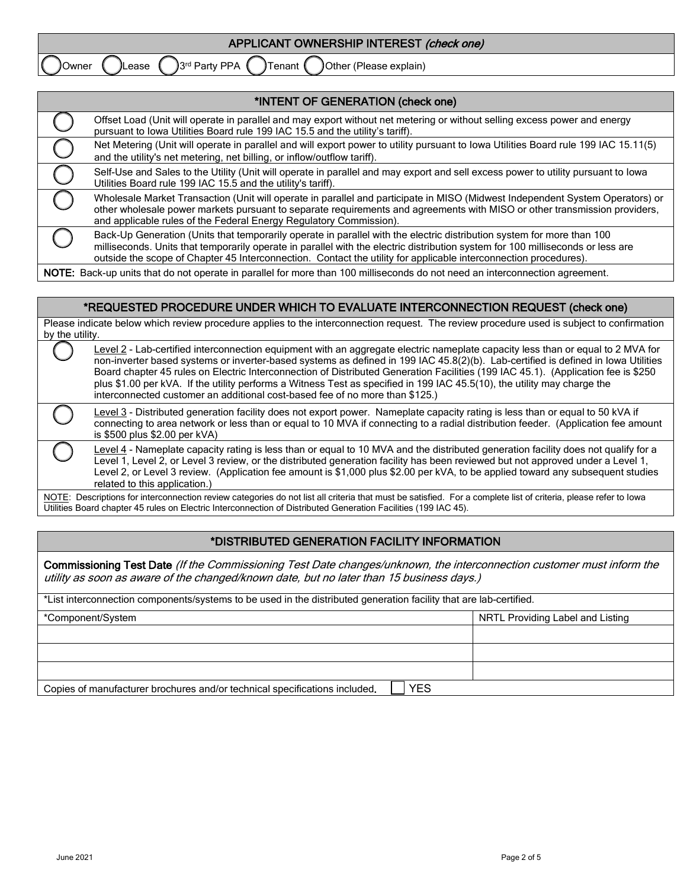## APPLICANT OWNERSHIP INTEREST *(check one)*

◯ Owner ◯ Lease ◯ 3rd Party PPA ◯ Tenant ◯ Other (Please explain)

## *INTENT OF GENERATION (check one)

| | |
|---|---|
| ◯ | Offset Load (Unit will operate in parallel and may export without net metering or without selling excess power and energy pursuant to Iowa Utilities Board rule 199 IAC 15.5 and the utility's tariff). |
| ◯ | Net Metering (Unit will operate in parallel and will export power to utility pursuant to Iowa Utilities Board rule 199 IAC 15.11(5) and the utility's net metering, net billing, or inflow/outflow tariff). |
| ◯ | Self-Use and Sales to the Utility (Unit will operate in parallel and may export and sell excess power to utility pursuant to Iowa Utilities Board rule 199 IAC 15.5 and the utility's tariff). |
| ◯ | Wholesale Market Transaction (Unit will operate in parallel and participate in MISO (Midwest Independent System Operators) or other wholesale power markets pursuant to separate requirements and agreements with MISO or other transmission providers, and applicable rules of the Federal Energy Regulatory Commission). |
| ◯ | Back-Up Generation (Units that temporarily operate in parallel with the electric distribution system for more than 100 milliseconds. Units that temporarily operate in parallel with the electric distribution system for 100 milliseconds or less are outside the scope of Chapter 45 Interconnection. Contact the utility for applicable interconnection procedures). |

**NOTE:** Back-up units that do not operate in parallel for more than 100 milliseconds do not need an interconnection agreement.

## *REQUESTED PROCEDURE UNDER WHICH TO EVALUATE INTERCONNECTION REQUEST (check one)

Please indicate below which review procedure applies to the interconnection request. The review procedure used is subject to confirmation by the utility.

| | |
|---|---|
| ◯ | Level 2 - Lab-certified interconnection equipment with an aggregate electric nameplate capacity less than or equal to 2 MVA for non-inverter based systems or inverter-based systems as defined in 199 IAC 45.8(2)(b). Lab-certified is defined in Iowa Utilities Board chapter 45 rules on Electric Interconnection of Distributed Generation Facilities (199 IAC 45.1). (Application fee is $250 plus $1.00 per kVA. If the utility performs a Witness Test as specified in 199 IAC 45.5(10), the utility may charge the interconnected customer an additional cost-based fee of no more than $125.) |
| ◯ | Level 3 - Distributed generation facility does not export power. Nameplate capacity rating is less than or equal to 50 kVA if connecting to area network or less than or equal to 10 MVA if connecting to a radial distribution feeder. (Application fee amount is $500 plus $2.00 per kVA) |
| ◯ | Level 4 - Nameplate capacity rating is less than or equal to 10 MVA and the distributed generation facility does not qualify for a Level 1, Level 2, or Level 3 review, or the distributed generation facility has been reviewed but not approved under a Level 1, Level 2, or Level 3 review. (Application fee amount is $1,000 plus $2.00 per kVA, to be applied toward any subsequent studies related to this application.) |

NOTE: Descriptions for interconnection review categories do not list all criteria that must be satisfied. For a complete list of criteria, please refer to Iowa Utilities Board chapter 45 rules on Electric Interconnection of Distributed Generation Facilities (199 IAC 45).

## *DISTRIBUTED GENERATION FACILITY INFORMATION

**Commissioning Test Date** *(If the Commissioning Test Date changes/unknown, the interconnection customer must inform the utility as soon as aware of the changed/known date, but no later than 15 business days.)*

*List interconnection components/systems to be used in the distributed generation facility that are lab-certified.

| *Component/System | NRTL Providing Label and Listing |
|---|---|
| | |
| | |
| | |

Copies of manufacturer brochures and/or technical specifications included. ☐ YES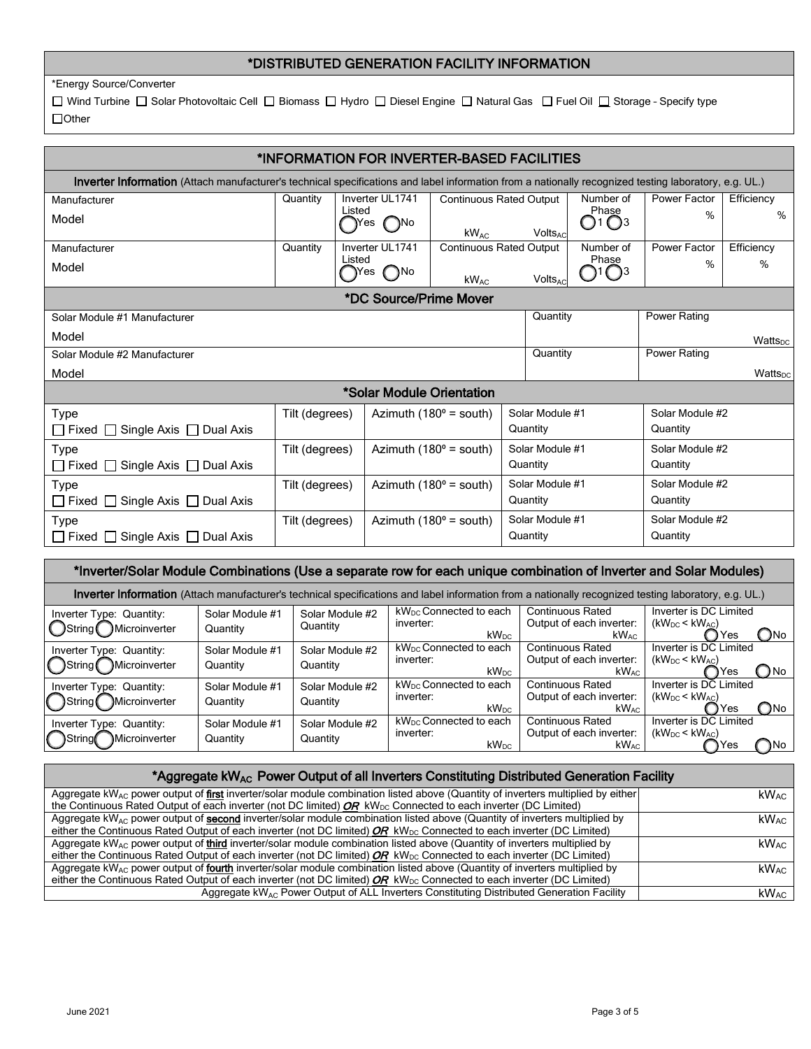## *DISTRIBUTED GENERATION FACILITY INFORMATION

*Energy Source/Converter

☐ Wind Turbine ☐ Solar Photovoltaic Cell ☐ Biomass ☐ Hydro ☐ Diesel Engine ☐ Natural Gas ☐ Fuel Oil ☐ Storage - Specify type

☐ Other

## *INFORMATION FOR INVERTER-BASED FACILITIES

**Inverter Information** (Attach manufacturer's technical specifications and label information from a nationally recognized testing laboratory, e.g. UL.)

| Manufacturer / Model | Quantity | Inverter UL1741 Listed | Continuous Rated Output | | Number of Phase | Power Factor | Efficiency |
|---|---|---|---|---|---|---|---|
| Manufacturer<br>Model | Quantity | ◯ Yes ◯ No | $kW_{AC}$ | $Volts_{AC}$ | ◯ 1 ◯ 3 | % | % |
| Manufacturer<br>Model | Quantity | ◯ Yes ◯ No | $kW_{AC}$ | $Volts_{AC}$ | ◯ 1 ◯ 3 | % | % |

### *DC Source/Prime Mover

| Solar Module | Quantity | Power Rating |
|---|---|---|
| Solar Module #1 Manufacturer<br>Model | Quantity | Power Rating $Watts_{DC}$ |
| Solar Module #2 Manufacturer<br>Model | Quantity | Power Rating $Watts_{DC}$ |

### *Solar Module Orientation

| Type | Tilt (degrees) | Azimuth (180º = south) | Solar Module #1 Quantity | Solar Module #2 Quantity |
|---|---|---|---|---|
| ☐ Fixed ☐ Single Axis ☐ Dual Axis | | | | |
| ☐ Fixed ☐ Single Axis ☐ Dual Axis | | | | |
| ☐ Fixed ☐ Single Axis ☐ Dual Axis | | | | |
| ☐ Fixed ☐ Single Axis ☐ Dual Axis | | | | |

## *Inverter/Solar Module Combinations (Use a separate row for each unique combination of Inverter and Solar Modules)

**Inverter Information** (Attach manufacturer's technical specifications and label information from a nationally recognized testing laboratory, e.g. UL.)

| Inverter Type: Quantity: | Solar Module #1 Quantity | Solar Module #2 Quantity | $kW_{DC}$ Connected to each inverter: | Continuous Rated Output of each inverter: | Inverter is DC Limited ($kW_{DC} < kW_{AC}$) |
|---|---|---|---|---|---|
| ◯ String ◯ Microinverter | | | $kW_{DC}$ | $kW_{AC}$ | ◯ Yes ◯ No |
| ◯ String ◯ Microinverter | | | $kW_{DC}$ | $kW_{AC}$ | ◯ Yes ◯ No |
| ◯ String ◯ Microinverter | | | $kW_{DC}$ | $kW_{AC}$ | ◯ Yes ◯ No |
| ◯ String ◯ Microinverter | | | $kW_{DC}$ | $kW_{AC}$ | ◯ Yes ◯ No |

## *Aggregate $kW_{AC}$ Power Output of all Inverters Constituting Distributed Generation Facility

| Description | $kW_{AC}$ |
|---|---|
| Aggregate $kW_{AC}$ power output of **first** inverter/solar module combination listed above (Quantity of inverters multiplied by either the Continuous Rated Output of each inverter (not DC limited) ***OR*** $kW_{DC}$ Connected to each inverter (DC Limited) | $kW_{AC}$ |
| Aggregate $kW_{AC}$ power output of **second** inverter/solar module combination listed above (Quantity of inverters multiplied by either the Continuous Rated Output of each inverter (not DC limited) ***OR*** $kW_{DC}$ Connected to each inverter (DC Limited) | $kW_{AC}$ |
| Aggregate $kW_{AC}$ power output of **third** inverter/solar module combination listed above (Quantity of inverters multiplied by either the Continuous Rated Output of each inverter (not DC limited) ***OR*** $kW_{DC}$ Connected to each inverter (DC Limited) | $kW_{AC}$ |
| Aggregate $kW_{AC}$ power output of **fourth** inverter/solar module combination listed above (Quantity of inverters multiplied by either the Continuous Rated Output of each inverter (not DC limited) ***OR*** $kW_{DC}$ Connected to each inverter (DC Limited) | $kW_{AC}$ |
| Aggregate $kW_{AC}$ Power Output of ALL Inverters Constituting Distributed Generation Facility | $kW_{AC}$ |

June 2021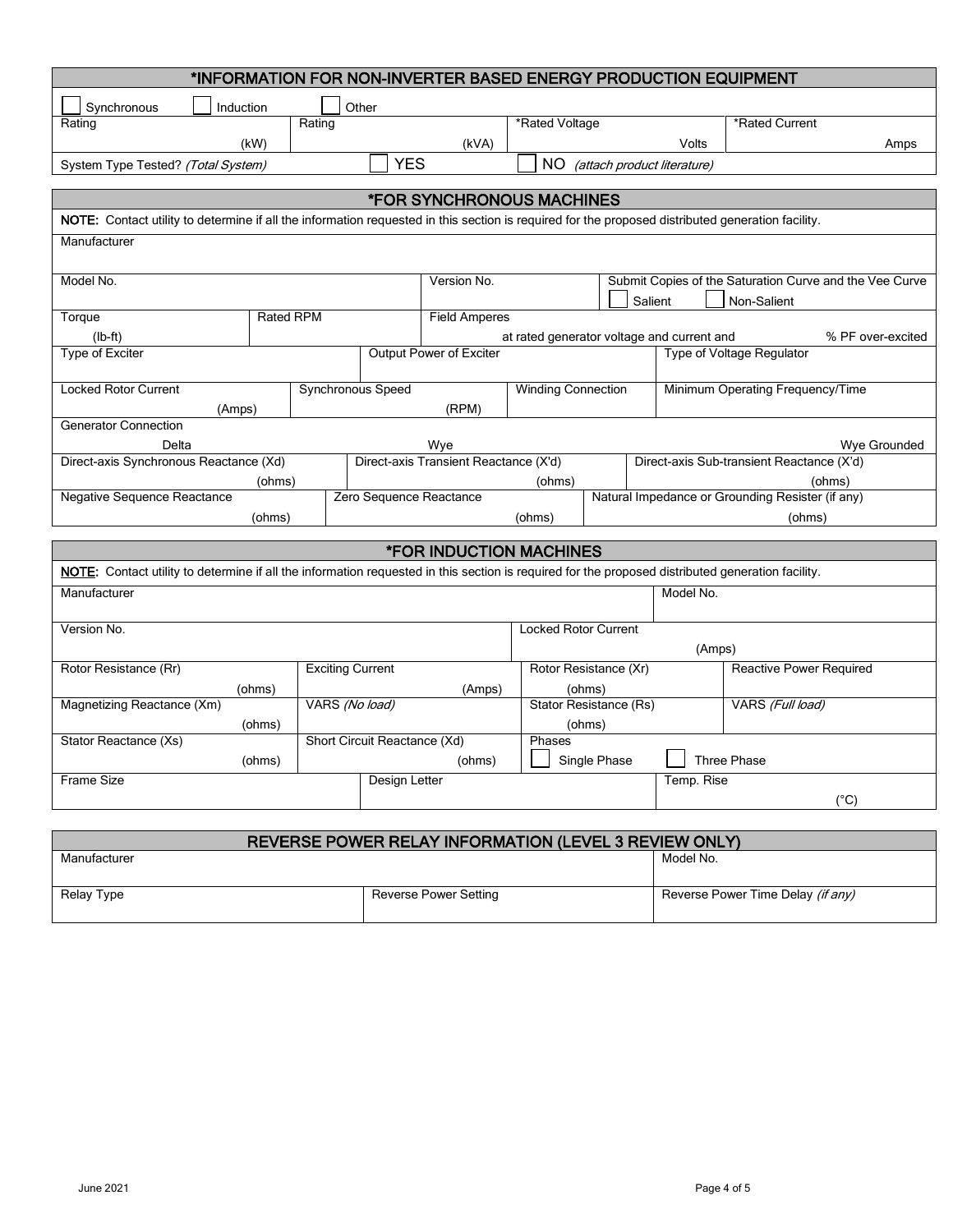## *INFORMATION FOR NON-INVERTER BASED ENERGY PRODUCTION EQUIPMENT

☐ Synchronous ☐ Induction ☐ Other

| Rating (kW) | Rating (kVA) | *Rated Voltage Volts | *Rated Current Amps |
|---|---|---|---|
| System Type Tested? *(Total System)* | ☐ YES | ☐ NO *(attach product literature)* | |

## *FOR SYNCHRONOUS MACHINES

**NOTE:** Contact utility to determine if all the information requested in this section is required for the proposed distributed generation facility.

| | | |
|---|---|---|
| Manufacturer | | |
| Model No. | Version No. | Submit Copies of the Saturation Curve and the Vee Curve ☐ Salient ☐ Non-Salient |
| Torque (lb-ft) | Rated RPM | Field Amperes at rated generator voltage and current and % PF over-excited |
| Type of Exciter | Output Power of Exciter | Type of Voltage Regulator |

| Locked Rotor Current (Amps) | Synchronous Speed (RPM) | Winding Connection | Minimum Operating Frequency/Time |
|---|---|---|---|

Generator Connection: Delta Wye Wye Grounded

| Direct-axis Synchronous Reactance (Xd) (ohms) | Direct-axis Transient Reactance (X'd) (ohms) | Direct-axis Sub-transient Reactance (X'd) (ohms) |
|---|---|---|
| Negative Sequence Reactance (ohms) | Zero Sequence Reactance (ohms) | Natural Impedance or Grounding Resister (if any) (ohms) |

## *FOR INDUCTION MACHINES

**NOTE:** Contact utility to determine if all the information requested in this section is required for the proposed distributed generation facility.

| Manufacturer | Model No. |
|---|---|
| Version No. | Locked Rotor Current (Amps) |

| Rotor Resistance (Rr) (ohms) | Exciting Current (Amps) | Rotor Resistance (Xr) (ohms) | Reactive Power Required |
|---|---|---|---|
| Magnetizing Reactance (Xm) (ohms) | VARS *(No load)* | Stator Resistance (Rs) (ohms) | VARS *(Full load)* |
| Stator Reactance (Xs) (ohms) | Short Circuit Reactance (Xd) (ohms) | Phases ☐ Single Phase ☐ Three Phase | |

| Frame Size | Design Letter | Temp. Rise (°C) |
|---|---|---|

## REVERSE POWER RELAY INFORMATION (LEVEL 3 REVIEW ONLY)

| Manufacturer | | Model No. |
|---|---|---|
| Relay Type | Reverse Power Setting | Reverse Power Time Delay *(if any)* |

June 2021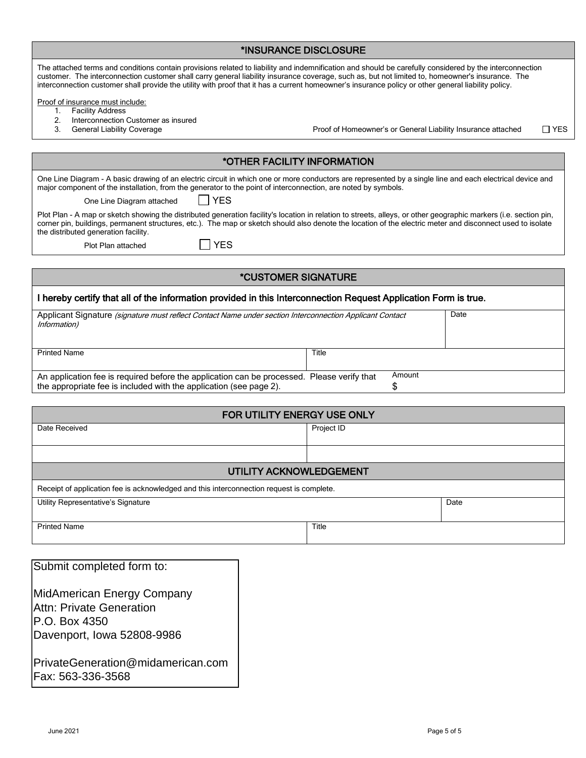## *INSURANCE DISCLOSURE

The attached terms and conditions contain provisions related to liability and indemnification and should be carefully considered by the interconnection customer. The interconnection customer shall carry general liability insurance coverage, such as, but not limited to, homeowner's insurance. The interconnection customer shall provide the utility with proof that it has a current homeowner's insurance policy or other general liability policy.

Proof of insurance must include:

1. Facility Address
2. Interconnection Customer as insured
3. General Liability Coverage

Proof of Homeowner's or General Liability Insurance attached ☐ YES

## *OTHER FACILITY INFORMATION

One Line Diagram - A basic drawing of an electric circuit in which one or more conductors are represented by a single line and each electrical device and major component of the installation, from the generator to the point of interconnection, are noted by symbols.

One Line Diagram attached ☐ YES

Plot Plan - A map or sketch showing the distributed generation facility's location in relation to streets, alleys, or other geographic markers (i.e. section pin, corner pin, buildings, permanent structures, etc.). The map or sketch should also denote the location of the electric meter and disconnect used to isolate the distributed generation facility.

Plot Plan attached ☐ YES

## *CUSTOMER SIGNATURE

**I hereby certify that all of the information provided in this Interconnection Request Application Form is true.**

| | | |
|---|---|---|
| Applicant Signature *(signature must reflect Contact Name under section Interconnection Applicant Contact Information)* | | Date |
| Printed Name | Title | |
| An application fee is required before the application can be processed. Please verify that the appropriate fee is included with the application (see page 2). | Amount $ | |

## FOR UTILITY ENERGY USE ONLY

| | |
|---|---|
| Date Received | Project ID |
| | |

## UTILITY ACKNOWLEDGEMENT

Receipt of application fee is acknowledged and this interconnection request is complete.

| | | |
|---|---|---|
| Utility Representative's Signature | | Date |
| Printed Name | Title | |

Submit completed form to:

MidAmerican Energy Company
Attn: Private Generation
P.O. Box 4350
Davenport, Iowa 52808-9986

PrivateGeneration@midamerican.com
Fax: 563-336-3568

June 2021